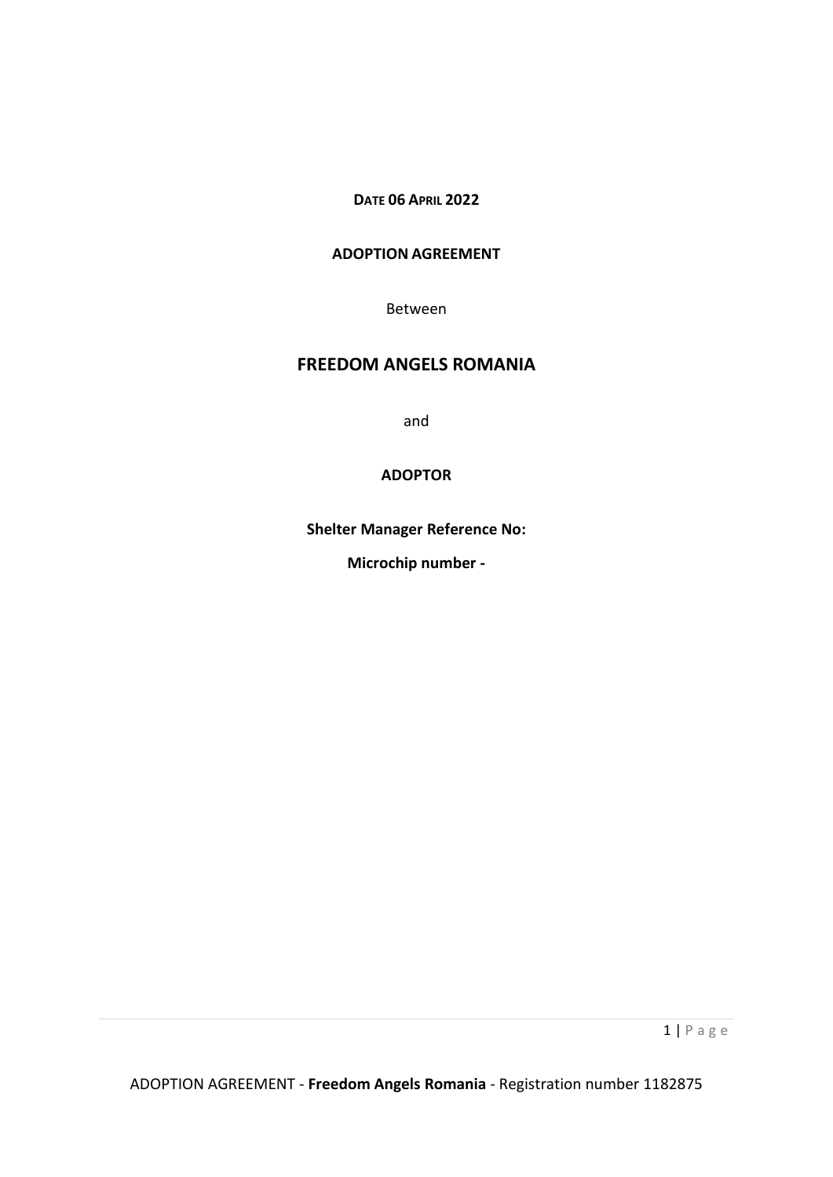**DATE 06 APRIL 2022**

**ADOPTION AGREEMENT**

Between

## FREEDOM ANGELS ROMANIA

and

**ADOPTOR**

**Shelter Manager Reference No:**

**Microchip number -**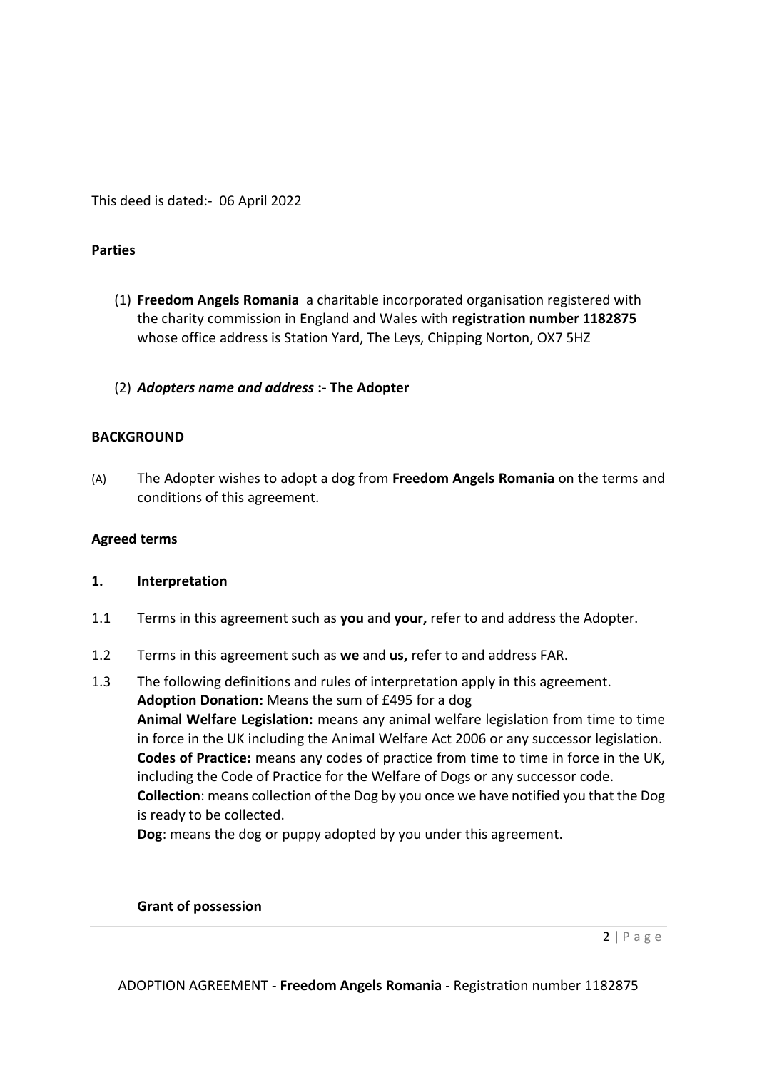This deed is dated:- 06 April 2022

**Parties**

(1) **Freedom Angels Romania** a charitable incorporated organisation registered with the charity commission in England and Wales with **registration number 1182875** whose office address is Station Yard, The Leys, Chipping Norton, OX7 5HZ

(2) ***Adopters name and address*** **:- The Adopter**

**BACKGROUND**

(A) The Adopter wishes to adopt a dog from **Freedom Angels Romania** on the terms and conditions of this agreement.

**Agreed terms**

**1. Interpretation**

1.1 Terms in this agreement such as **you** and **your,** refer to and address the Adopter.

1.2 Terms in this agreement such as **we** and **us,** refer to and address FAR.

1.3 The following definitions and rules of interpretation apply in this agreement.
**Adoption Donation:** Means the sum of £495 for a dog
**Animal Welfare Legislation:** means any animal welfare legislation from time to time in force in the UK including the Animal Welfare Act 2006 or any successor legislation.
**Codes of Practice:** means any codes of practice from time to time in force in the UK, including the Code of Practice for the Welfare of Dogs or any successor code.
**Collection**: means collection of the Dog by you once we have notified you that the Dog is ready to be collected.
**Dog**: means the dog or puppy adopted by you under this agreement.

**Grant of possession**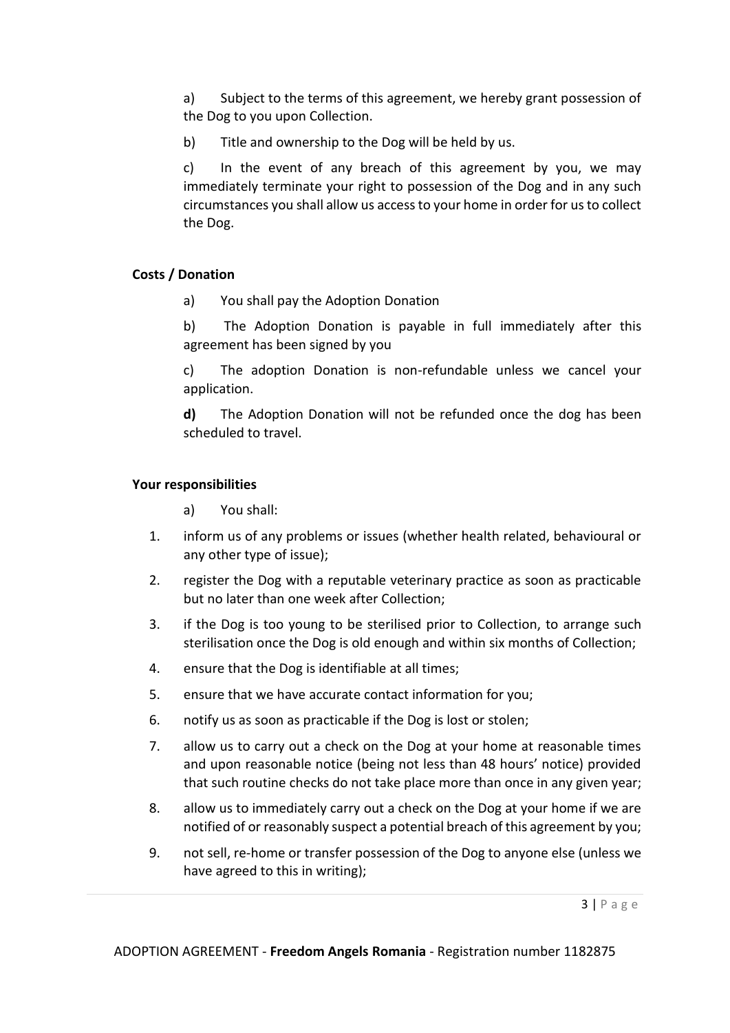a) Subject to the terms of this agreement, we hereby grant possession of the Dog to you upon Collection.

b) Title and ownership to the Dog will be held by us.

c) In the event of any breach of this agreement by you, we may immediately terminate your right to possession of the Dog and in any such circumstances you shall allow us access to your home in order for us to collect the Dog.

**Costs / Donation**

a) You shall pay the Adoption Donation

b) The Adoption Donation is payable in full immediately after this agreement has been signed by you

c) The adoption Donation is non-refundable unless we cancel your application.

**d)** The Adoption Donation will not be refunded once the dog has been scheduled to travel.

**Your responsibilities**

a) You shall:

1. inform us of any problems or issues (whether health related, behavioural or any other type of issue);
2. register the Dog with a reputable veterinary practice as soon as practicable but no later than one week after Collection;
3. if the Dog is too young to be sterilised prior to Collection, to arrange such sterilisation once the Dog is old enough and within six months of Collection;
4. ensure that the Dog is identifiable at all times;
5. ensure that we have accurate contact information for you;
6. notify us as soon as practicable if the Dog is lost or stolen;
7. allow us to carry out a check on the Dog at your home at reasonable times and upon reasonable notice (being not less than 48 hours' notice) provided that such routine checks do not take place more than once in any given year;
8. allow us to immediately carry out a check on the Dog at your home if we are notified of or reasonably suspect a potential breach of this agreement by you;
9. not sell, re-home or transfer possession of the Dog to anyone else (unless we have agreed to this in writing);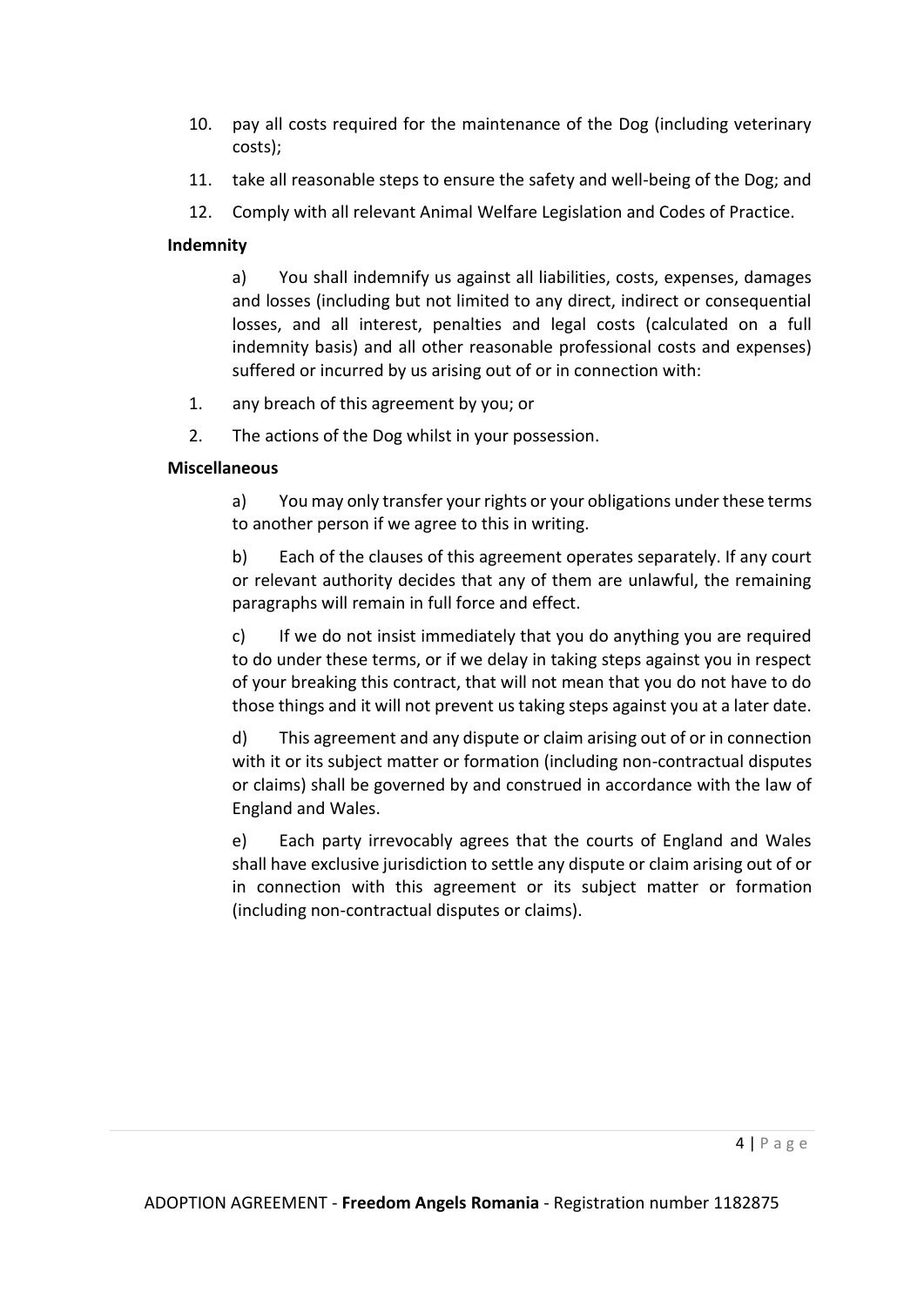10. pay all costs required for the maintenance of the Dog (including veterinary costs);
11. take all reasonable steps to ensure the safety and well-being of the Dog; and
12. Comply with all relevant Animal Welfare Legislation and Codes of Practice.

**Indemnity**

a) You shall indemnify us against all liabilities, costs, expenses, damages and losses (including but not limited to any direct, indirect or consequential losses, and all interest, penalties and legal costs (calculated on a full indemnity basis) and all other reasonable professional costs and expenses) suffered or incurred by us arising out of or in connection with:

1. any breach of this agreement by you; or
2. The actions of the Dog whilst in your possession.

**Miscellaneous**

a) You may only transfer your rights or your obligations under these terms to another person if we agree to this in writing.

b) Each of the clauses of this agreement operates separately. If any court or relevant authority decides that any of them are unlawful, the remaining paragraphs will remain in full force and effect.

c) If we do not insist immediately that you do anything you are required to do under these terms, or if we delay in taking steps against you in respect of your breaking this contract, that will not mean that you do not have to do those things and it will not prevent us taking steps against you at a later date.

d) This agreement and any dispute or claim arising out of or in connection with it or its subject matter or formation (including non-contractual disputes or claims) shall be governed by and construed in accordance with the law of England and Wales.

e) Each party irrevocably agrees that the courts of England and Wales shall have exclusive jurisdiction to settle any dispute or claim arising out of or in connection with this agreement or its subject matter or formation (including non-contractual disputes or claims).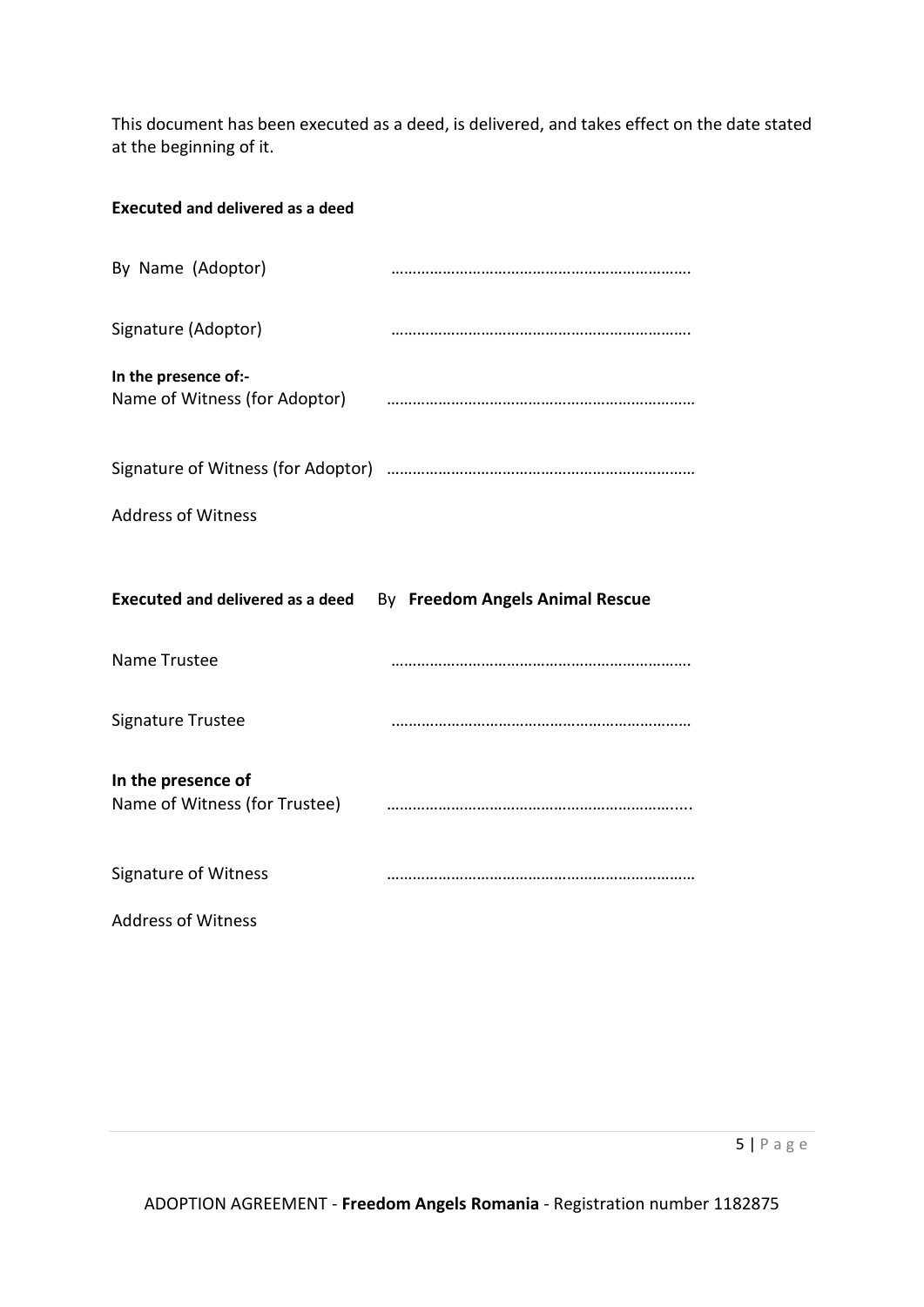This document has been executed as a deed, is delivered, and takes effect on the date stated at the beginning of it.

**Executed and delivered as a deed**

By Name (Adoptor) ……………………………………………………………

Signature (Adoptor) ……………………………………………………………

**In the presence of:-**
Name of Witness (for Adoptor) ………………………………………………………………

Signature of Witness (for Adoptor) ………………………………………………………………

Address of Witness

**Executed and delivered as a deed** By **Freedom Angels Animal Rescue**

Name Trustee ……………………………………………………………

Signature Trustee ……………………………………………………………

**In the presence of**
Name of Witness (for Trustee) …………………………………………………………....

Signature of Witness ………………………………………………………………

Address of Witness

ADOPTION AGREEMENT - **Freedom Angels Romania** - Registration number 1182875